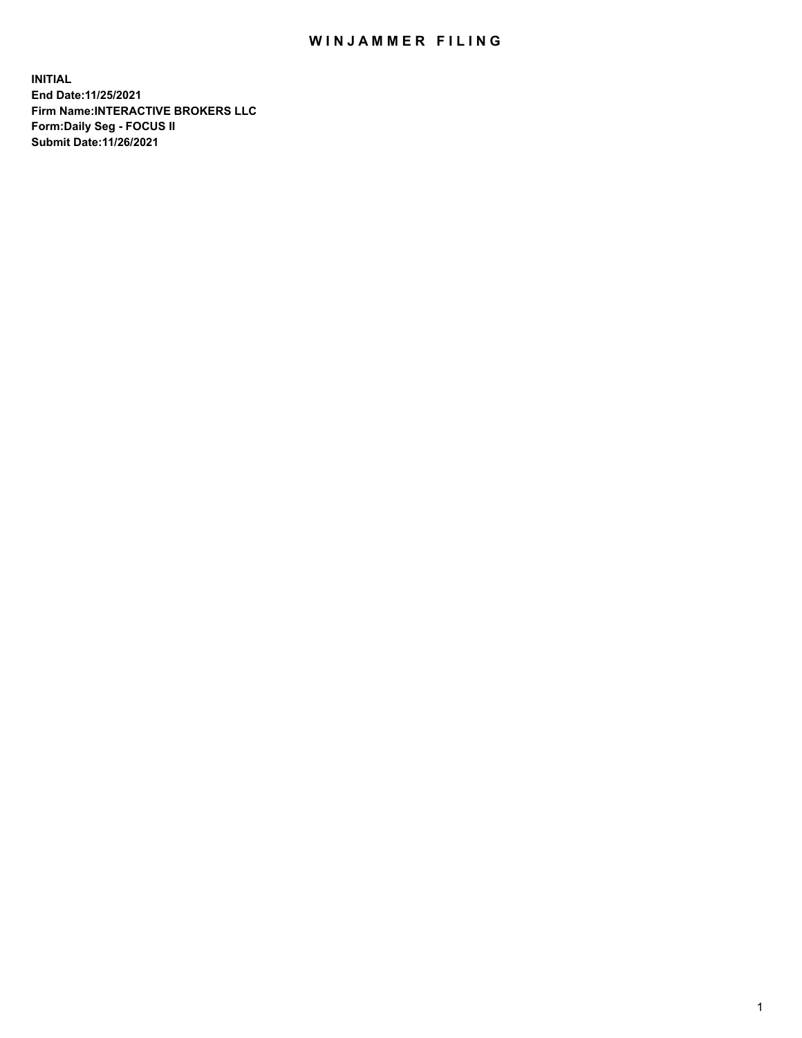# WINJAMMER FILING

**INITIAL**
**End Date:11/25/2021**
**Firm Name:INTERACTIVE BROKERS LLC**
**Form:Daily Seg - FOCUS II**
**Submit Date:11/26/2021**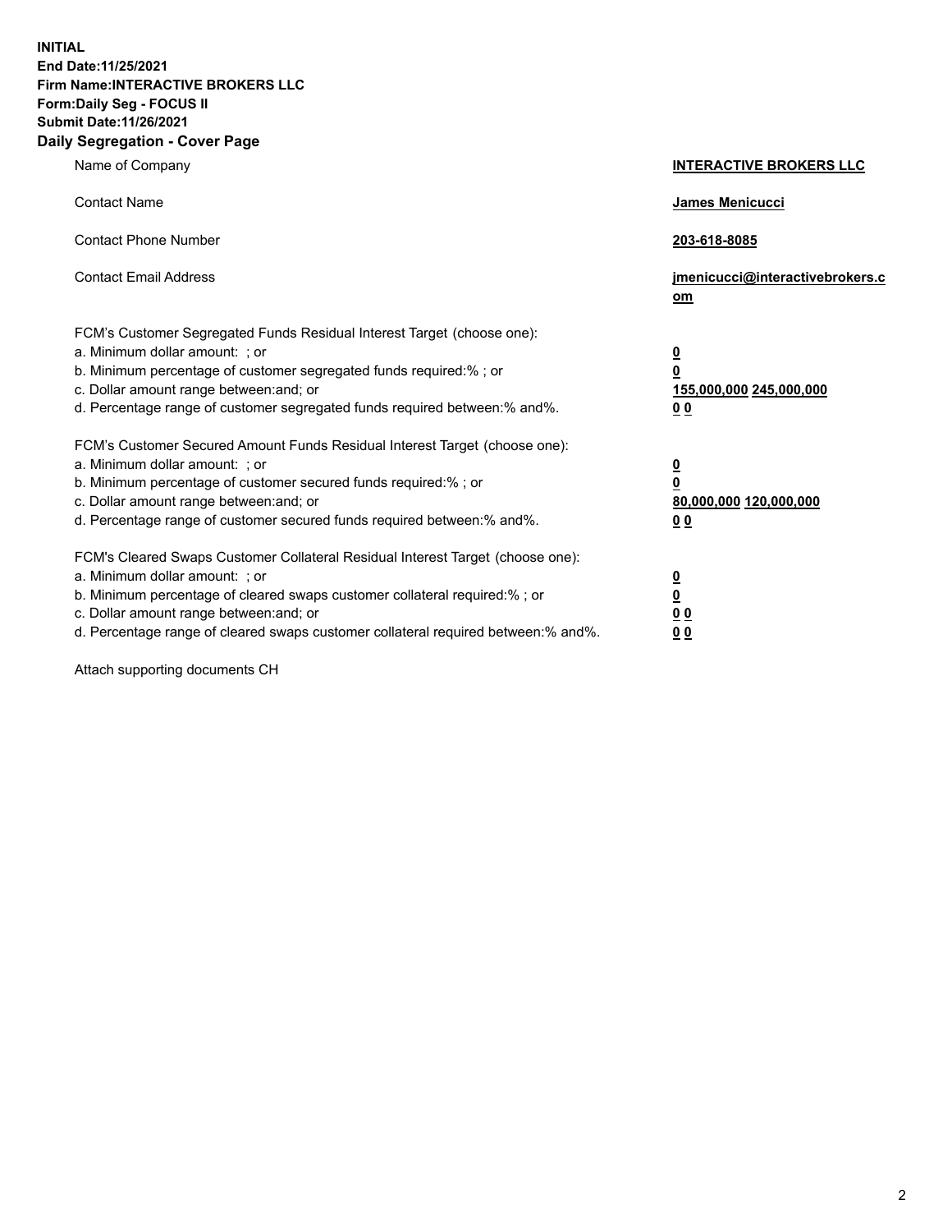**INITIAL**
**End Date:11/25/2021**
**Firm Name:INTERACTIVE BROKERS LLC**
**Form:Daily Seg - FOCUS II**
**Submit Date:11/26/2021**

## Daily Segregation - Cover Page

| | |
|---|---|
| Name of Company | **INTERACTIVE BROKERS LLC** |
| Contact Name | **James Menicucci** |
| Contact Phone Number | **203-618-8085** |
| Contact Email Address | **jmenicucci@interactivebrokers.com** |

FCM's Customer Segregated Funds Residual Interest Target (choose one):

| | |
|---|---|
| a. Minimum dollar amount: ; or | **0** |
| b. Minimum percentage of customer segregated funds required:% ; or | **0** |
| c. Dollar amount range between:and; or | **155,000,000 245,000,000** |
| d. Percentage range of customer segregated funds required between:% and%. | **0 0** |

FCM's Customer Secured Amount Funds Residual Interest Target (choose one):

| | |
|---|---|
| a. Minimum dollar amount: ; or | **0** |
| b. Minimum percentage of customer secured funds required:% ; or | **0** |
| c. Dollar amount range between:and; or | **80,000,000 120,000,000** |
| d. Percentage range of customer secured funds required between:% and%. | **0 0** |

FCM's Cleared Swaps Customer Collateral Residual Interest Target (choose one):

| | |
|---|---|
| a. Minimum dollar amount: ; or | **0** |
| b. Minimum percentage of cleared swaps customer collateral required:% ; or | **0** |
| c. Dollar amount range between:and; or | **0 0** |
| d. Percentage range of cleared swaps customer collateral required between:% and%. | **0 0** |

Attach supporting documents CH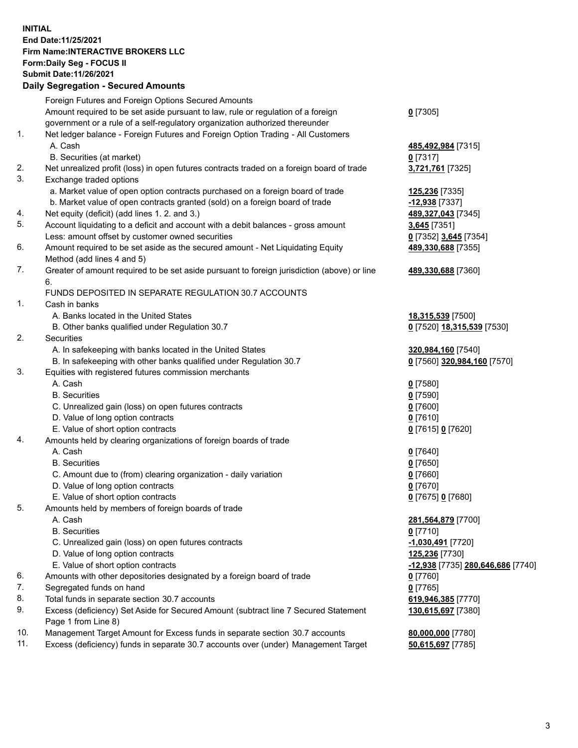**INITIAL**
**End Date:11/25/2021**
**Firm Name:INTERACTIVE BROKERS LLC**
**Form:Daily Seg - FOCUS II**
**Submit Date:11/26/2021**

## Daily Segregation - Secured Amounts

| | | |
|---|---|---|
| | Foreign Futures and Foreign Options Secured Amounts | |
| | Amount required to be set aside pursuant to law, rule or regulation of a foreign government or a rule of a self-regulatory organization authorized thereunder | **0** [7305] |
| 1. | Net ledger balance - Foreign Futures and Foreign Option Trading - All Customers | |
| | A. Cash | **485,492,984** [7315] |
| | B. Securities (at market) | **0** [7317] |
| 2. | Net unrealized profit (loss) in open futures contracts traded on a foreign board of trade | **3,721,761** [7325] |
| 3. | Exchange traded options | |
| | a. Market value of open option contracts purchased on a foreign board of trade | **125,236** [7335] |
| | b. Market value of open contracts granted (sold) on a foreign board of trade | **-12,938** [7337] |
| 4. | Net equity (deficit) (add lines 1. 2. and 3.) | **489,327,043** [7345] |
| 5. | Account liquidating to a deficit and account with a debit balances - gross amount | **3,645** [7351] |
| | Less: amount offset by customer owned securities | **0** [7352] **3,645** [7354] |
| 6. | Amount required to be set aside as the secured amount - Net Liquidating Equity Method (add lines 4 and 5) | **489,330,688** [7355] |
| 7. | Greater of amount required to be set aside pursuant to foreign jurisdiction (above) or line 6. | **489,330,688** [7360] |
| | FUNDS DEPOSITED IN SEPARATE REGULATION 30.7 ACCOUNTS | |
| 1. | Cash in banks | |
| | A. Banks located in the United States | **18,315,539** [7500] |
| | B. Other banks qualified under Regulation 30.7 | **0** [7520] **18,315,539** [7530] |
| 2. | Securities | |
| | A. In safekeeping with banks located in the United States | **320,984,160** [7540] |
| | B. In safekeeping with other banks qualified under Regulation 30.7 | **0** [7560] **320,984,160** [7570] |
| 3. | Equities with registered futures commission merchants | |
| | A. Cash | **0** [7580] |
| | B. Securities | **0** [7590] |
| | C. Unrealized gain (loss) on open futures contracts | **0** [7600] |
| | D. Value of long option contracts | **0** [7610] |
| | E. Value of short option contracts | **0** [7615] **0** [7620] |
| 4. | Amounts held by clearing organizations of foreign boards of trade | |
| | A. Cash | **0** [7640] |
| | B. Securities | **0** [7650] |
| | C. Amount due to (from) clearing organization - daily variation | **0** [7660] |
| | D. Value of long option contracts | **0** [7670] |
| | E. Value of short option contracts | **0** [7675] **0** [7680] |
| 5. | Amounts held by members of foreign boards of trade | |
| | A. Cash | **281,564,879** [7700] |
| | B. Securities | **0** [7710] |
| | C. Unrealized gain (loss) on open futures contracts | **-1,030,491** [7720] |
| | D. Value of long option contracts | **125,236** [7730] |
| | E. Value of short option contracts | **-12,938** [7735] **280,646,686** [7740] |
| 6. | Amounts with other depositories designated by a foreign board of trade | **0** [7760] |
| 7. | Segregated funds on hand | **0** [7765] |
| 8. | Total funds in separate section 30.7 accounts | **619,946,385** [7770] |
| 9. | Excess (deficiency) Set Aside for Secured Amount (subtract line 7 Secured Statement Page 1 from Line 8) | **130,615,697** [7380] |
| 10. | Management Target Amount for Excess funds in separate section 30.7 accounts | **80,000,000** [7780] |
| 11. | Excess (deficiency) funds in separate 30.7 accounts over (under) Management Target | **50,615,697** [7785] |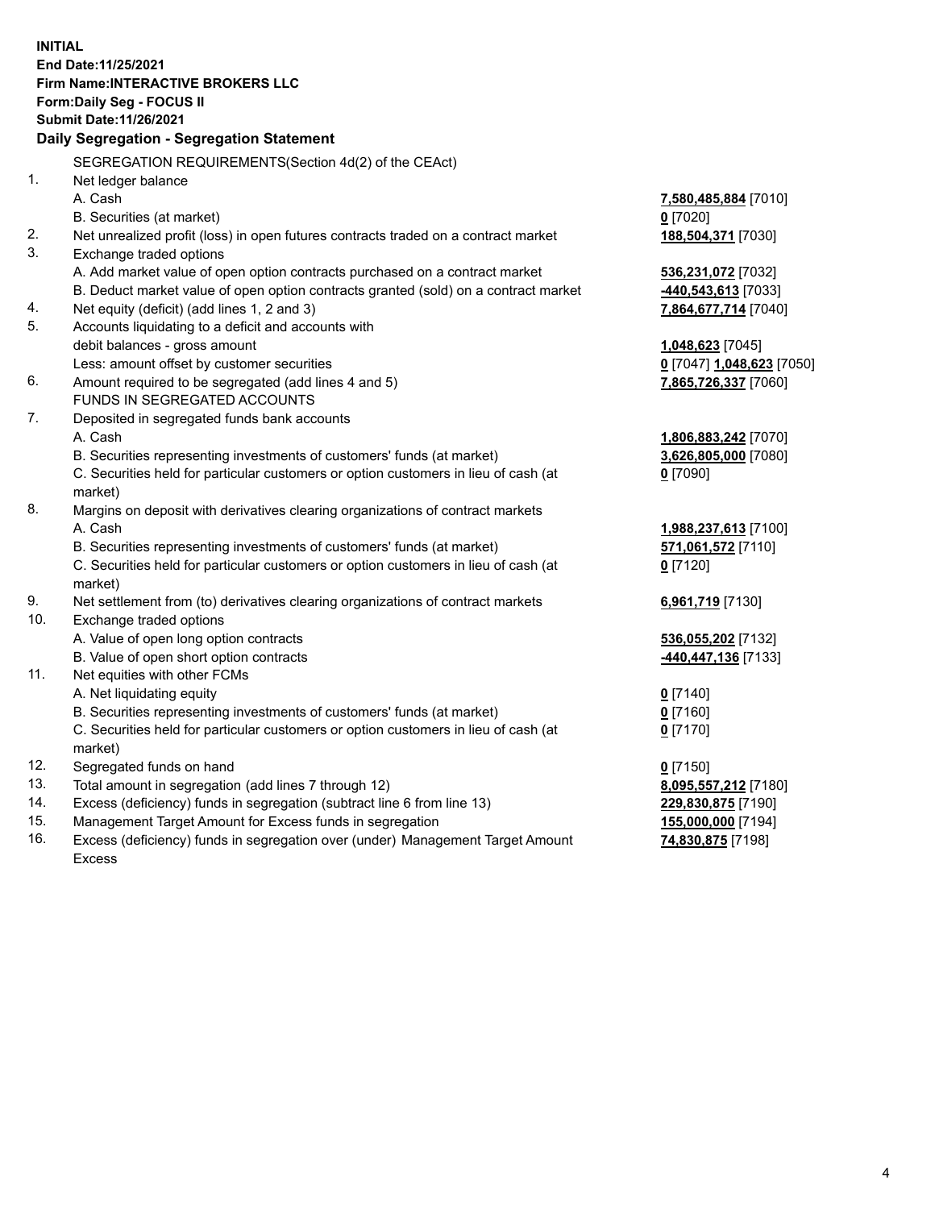**INITIAL**
**End Date:11/25/2021**
**Firm Name:INTERACTIVE BROKERS LLC**
**Form:Daily Seg - FOCUS II**
**Submit Date:11/26/2021**

### Daily Segregation - Segregation Statement

SEGREGATION REQUIREMENTS(Section 4d(2) of the CEAct)

| | | |
|---|---|---|
| 1. | Net ledger balance | |
| | A. Cash | **7,580,485,884** [7010] |
| | B. Securities (at market) | **0** [7020] |
| 2. | Net unrealized profit (loss) in open futures contracts traded on a contract market | **188,504,371** [7030] |
| 3. | Exchange traded options | |
| | A. Add market value of open option contracts purchased on a contract market | **536,231,072** [7032] |
| | B. Deduct market value of open option contracts granted (sold) on a contract market | **-440,543,613** [7033] |
| 4. | Net equity (deficit) (add lines 1, 2 and 3) | **7,864,677,714** [7040] |
| 5. | Accounts liquidating to a deficit and accounts with debit balances - gross amount | **1,048,623** [7045] |
| | Less: amount offset by customer securities | **0** [7047] **1,048,623** [7050] |
| 6. | Amount required to be segregated (add lines 4 and 5) | **7,865,726,337** [7060] |
| | FUNDS IN SEGREGATED ACCOUNTS | |
| 7. | Deposited in segregated funds bank accounts | |
| | A. Cash | **1,806,883,242** [7070] |
| | B. Securities representing investments of customers' funds (at market) | **3,626,805,000** [7080] |
| | C. Securities held for particular customers or option customers in lieu of cash (at market) | **0** [7090] |
| 8. | Margins on deposit with derivatives clearing organizations of contract markets | |
| | A. Cash | **1,988,237,613** [7100] |
| | B. Securities representing investments of customers' funds (at market) | **571,061,572** [7110] |
| | C. Securities held for particular customers or option customers in lieu of cash (at market) | **0** [7120] |
| 9. | Net settlement from (to) derivatives clearing organizations of contract markets | **6,961,719** [7130] |
| 10. | Exchange traded options | |
| | A. Value of open long option contracts | **536,055,202** [7132] |
| | B. Value of open short option contracts | **-440,447,136** [7133] |
| 11. | Net equities with other FCMs | |
| | A. Net liquidating equity | **0** [7140] |
| | B. Securities representing investments of customers' funds (at market) | **0** [7160] |
| | C. Securities held for particular customers or option customers in lieu of cash (at market) | **0** [7170] |
| 12. | Segregated funds on hand | **0** [7150] |
| 13. | Total amount in segregation (add lines 7 through 12) | **8,095,557,212** [7180] |
| 14. | Excess (deficiency) funds in segregation (subtract line 6 from line 13) | **229,830,875** [7190] |
| 15. | Management Target Amount for Excess funds in segregation | **155,000,000** [7194] |
| 16. | Excess (deficiency) funds in segregation over (under) Management Target Amount Excess | **74,830,875** [7198] |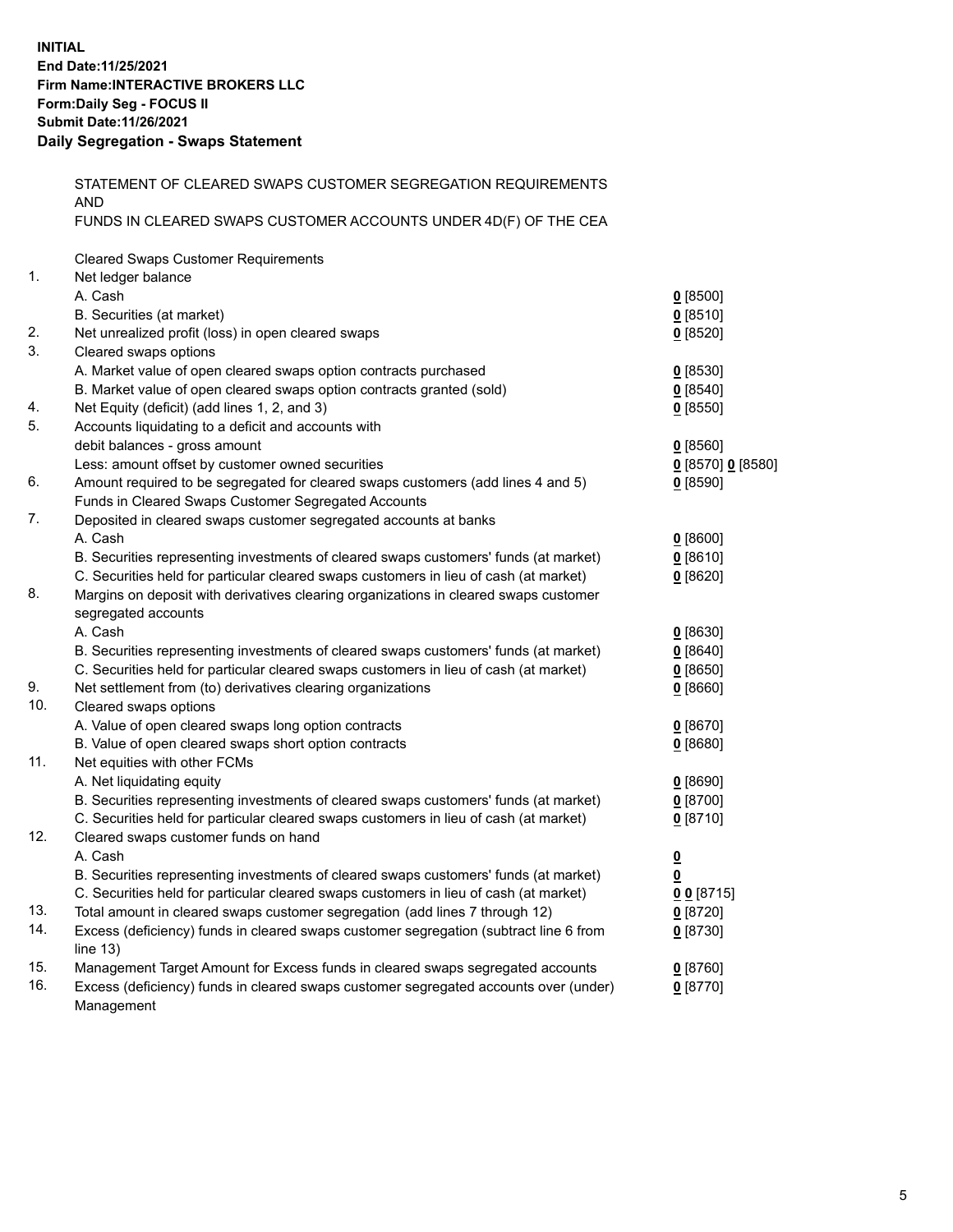**INITIAL**
**End Date:11/25/2021**
**Firm Name:INTERACTIVE BROKERS LLC**
**Form:Daily Seg - FOCUS II**
**Submit Date:11/26/2021**
**Daily Segregation - Swaps Statement**

STATEMENT OF CLEARED SWAPS CUSTOMER SEGREGATION REQUIREMENTS AND FUNDS IN CLEARED SWAPS CUSTOMER ACCOUNTS UNDER 4D(F) OF THE CEA

| | | |
|---|---|---|
| | Cleared Swaps Customer Requirements | |
| 1. | Net ledger balance | |
| | A. Cash | 0 [8500] |
| | B. Securities (at market) | 0 [8510] |
| 2. | Net unrealized profit (loss) in open cleared swaps | 0 [8520] |
| 3. | Cleared swaps options | |
| | A. Market value of open cleared swaps option contracts purchased | 0 [8530] |
| | B. Market value of open cleared swaps option contracts granted (sold) | 0 [8540] |
| 4. | Net Equity (deficit) (add lines 1, 2, and 3) | 0 [8550] |
| 5. | Accounts liquidating to a deficit and accounts with | |
| | debit balances - gross amount | 0 [8560] |
| | Less: amount offset by customer owned securities | 0 [8570] 0 [8580] |
| 6. | Amount required to be segregated for cleared swaps customers (add lines 4 and 5) | 0 [8590] |
| | Funds in Cleared Swaps Customer Segregated Accounts | |
| 7. | Deposited in cleared swaps customer segregated accounts at banks | |
| | A. Cash | 0 [8600] |
| | B. Securities representing investments of cleared swaps customers' funds (at market) | 0 [8610] |
| | C. Securities held for particular cleared swaps customers in lieu of cash (at market) | 0 [8620] |
| 8. | Margins on deposit with derivatives clearing organizations in cleared swaps customer segregated accounts | |
| | A. Cash | 0 [8630] |
| | B. Securities representing investments of cleared swaps customers' funds (at market) | 0 [8640] |
| | C. Securities held for particular cleared swaps customers in lieu of cash (at market) | 0 [8650] |
| 9. | Net settlement from (to) derivatives clearing organizations | 0 [8660] |
| 10. | Cleared swaps options | |
| | A. Value of open cleared swaps long option contracts | 0 [8670] |
| | B. Value of open cleared swaps short option contracts | 0 [8680] |
| 11. | Net equities with other FCMs | |
| | A. Net liquidating equity | 0 [8690] |
| | B. Securities representing investments of cleared swaps customers' funds (at market) | 0 [8700] |
| | C. Securities held for particular cleared swaps customers in lieu of cash (at market) | 0 [8710] |
| 12. | Cleared swaps customer funds on hand | |
| | A. Cash | 0 |
| | B. Securities representing investments of cleared swaps customers' funds (at market) | 0 |
| | C. Securities held for particular cleared swaps customers in lieu of cash (at market) | 0 0 [8715] |
| 13. | Total amount in cleared swaps customer segregation (add lines 7 through 12) | 0 [8720] |
| 14. | Excess (deficiency) funds in cleared swaps customer segregation (subtract line 6 from line 13) | 0 [8730] |
| 15. | Management Target Amount for Excess funds in cleared swaps segregated accounts | 0 [8760] |
| 16. | Excess (deficiency) funds in cleared swaps customer segregated accounts over (under) Management | 0 [8770] |